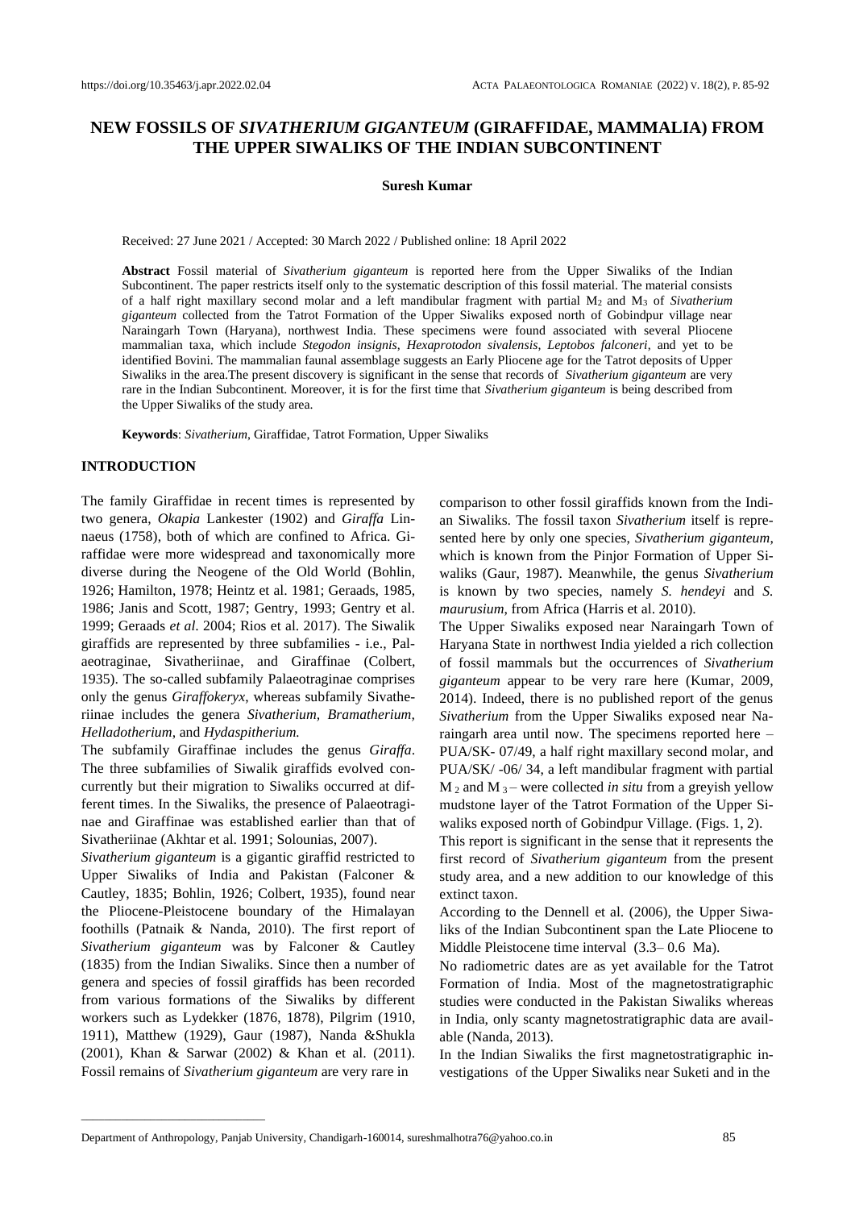# NEW FOSSILS OF *SIVATHERIUM GIGANTEUM* (GIRAFFIDAE, MAMMALIA) FROM THE UPPER SIWALIKS OF THE INDIAN SUBCONTINENT

**Suresh Kumar**

Received: 27 June 2021 / Accepted: 30 March 2022 / Published online: 18 April 2022

**Abstract** Fossil material of *Sivatherium giganteum* is reported here from the Upper Siwaliks of the Indian Subcontinent. The paper restricts itself only to the systematic description of this fossil material. The material consists of a half right maxillary second molar and a left mandibular fragment with partial $M_2$ and $M_3$ of *Sivatherium giganteum* collected from the Tatrot Formation of the Upper Siwaliks exposed north of Gobindpur village near Naraingarh Town (Haryana), northwest India. These specimens were found associated with several Pliocene mammalian taxa, which include *Stegodon insignis*, *Hexaprotodon sivalensis*, *Leptobos falconeri*, and yet to be identified Bovini. The mammalian faunal assemblage suggests an Early Pliocene age for the Tatrot deposits of Upper Siwaliks in the area.The present discovery is significant in the sense that records of *Sivatherium giganteum* are very rare in the Indian Subcontinent. Moreover, it is for the first time that *Sivatherium giganteum* is being described from the Upper Siwaliks of the study area.

**Keywords**: *Sivatherium*, Giraffidae, Tatrot Formation, Upper Siwaliks

## INTRODUCTION

The family Giraffidae in recent times is represented by two genera, *Okapia* Lankester (1902) and *Giraffa* Linnaeus (1758), both of which are confined to Africa. Giraffidae were more widespread and taxonomically more diverse during the Neogene of the Old World (Bohlin, 1926; Hamilton, 1978; Heintz et al. 1981; Geraads, 1985, 1986; Janis and Scott, 1987; Gentry, 1993; Gentry et al. 1999; Geraads *et al.* 2004; Rios et al. 2017). The Siwalik giraffids are represented by three subfamilies - i.e., Palaeotraginae, Sivatheriinae, and Giraffinae (Colbert, 1935). The so-called subfamily Palaeotraginae comprises only the genus *Giraffokeryx*, whereas subfamily Sivatheriinae includes the genera *Sivatherium, Bramatherium, Helladotherium*, and *Hydaspitherium.*

The subfamily Giraffinae includes the genus *Giraffa*. The three subfamilies of Siwalik giraffids evolved concurrently but their migration to Siwaliks occurred at different times. In the Siwaliks, the presence of Palaeotraginae and Giraffinae was established earlier than that of Sivatheriinae (Akhtar et al. 1991; Solounias, 2007).

*Sivatherium giganteum* is a gigantic giraffid restricted to Upper Siwaliks of India and Pakistan (Falconer & Cautley, 1835; Bohlin, 1926; Colbert, 1935), found near the Pliocene-Pleistocene boundary of the Himalayan foothills (Patnaik & Nanda, 2010). The first report of *Sivatherium giganteum* was by Falconer & Cautley (1835) from the Indian Siwaliks. Since then a number of genera and species of fossil giraffids has been recorded from various formations of the Siwaliks by different workers such as Lydekker (1876, 1878), Pilgrim (1910, 1911), Matthew (1929), Gaur (1987), Nanda &Shukla (2001), Khan & Sarwar (2002) & Khan et al. (2011). Fossil remains of *Sivatherium giganteum* are very rare in comparison to other fossil giraffids known from the Indian Siwaliks. The fossil taxon *Sivatherium* itself is represented here by only one species, *Sivatherium giganteum*, which is known from the Pinjor Formation of Upper Siwaliks (Gaur, 1987). Meanwhile, the genus *Sivatherium* is known by two species, namely *S. hendeyi* and *S. maurusium*, from Africa (Harris et al. 2010).

The Upper Siwaliks exposed near Naraingarh Town of Haryana State in northwest India yielded a rich collection of fossil mammals but the occurrences of *Sivatherium giganteum* appear to be very rare here (Kumar, 2009, 2014). Indeed, there is no published report of the genus *Sivatherium* from the Upper Siwaliks exposed near Naraingarh area until now. The specimens reported here – PUA/SK- 07/49, a half right maxillary second molar, and PUA/SK/ -06/ 34, a left mandibular fragment with partial $M_2$ and $M_3$ – were collected *in situ* from a greyish yellow mudstone layer of the Tatrot Formation of the Upper Siwaliks exposed north of Gobindpur Village. (Figs. 1, 2).

This report is significant in the sense that it represents the first record of *Sivatherium giganteum* from the present study area, and a new addition to our knowledge of this extinct taxon.

According to the Dennell et al. (2006), the Upper Siwaliks of the Indian Subcontinent span the Late Pliocene to Middle Pleistocene time interval (3.3– 0.6 Ma).

No radiometric dates are as yet available for the Tatrot Formation of India. Most of the magnetostratigraphic studies were conducted in the Pakistan Siwaliks whereas in India, only scanty magnetostratigraphic data are available (Nanda, 2013).

In the Indian Siwaliks the first magnetostratigraphic investigations of the Upper Siwaliks near Suketi and in the

Department of Anthropology, Panjab University, Chandigarh-160014, sureshmalhotra76@yahoo.co.in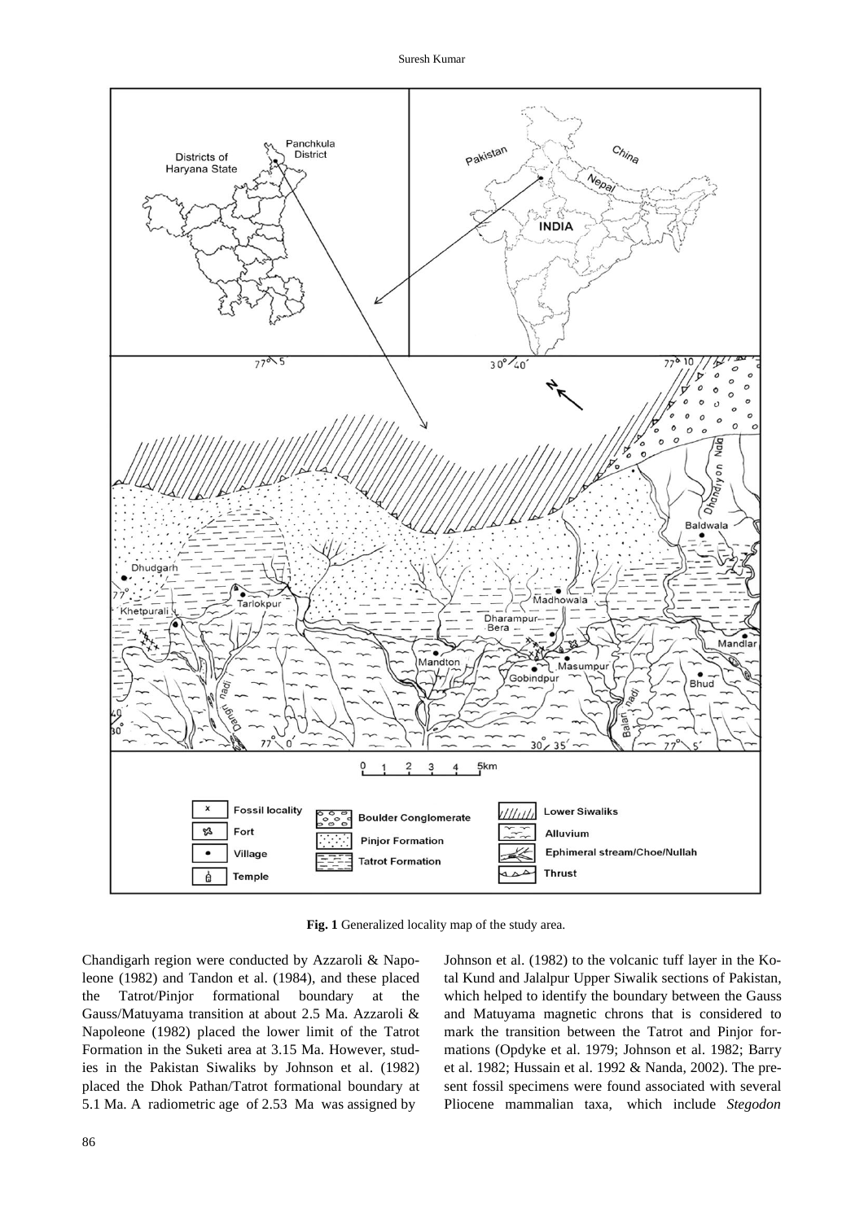**Fig. 1** Generalized locality map of the study area.

Chandigarh region were conducted by Azzaroli & Napoleone (1982) and Tandon et al. (1984), and these placed the Tatrot/Pinjor formational boundary at the Gauss/Matuyama transition at about 2.5 Ma. Azzaroli & Napoleone (1982) placed the lower limit of the Tatrot Formation in the Suketi area at 3.15 Ma. However, studies in the Pakistan Siwaliks by Johnson et al. (1982) placed the Dhok Pathan/Tatrot formational boundary at 5.1 Ma. A radiometric age of 2.53 Ma was assigned by Johnson et al. (1982) to the volcanic tuff layer in the Kotal Kund and Jalalpur Upper Siwalik sections of Pakistan, which helped to identify the boundary between the Gauss and Matuyama magnetic chrons that is considered to mark the transition between the Tatrot and Pinjor formations (Opdyke et al. 1979; Johnson et al. 1982; Barry et al. 1982; Hussain et al. 1992 & Nanda, 2002). The present fossil specimens were found associated with several Pliocene mammalian taxa, which include *Stegodon*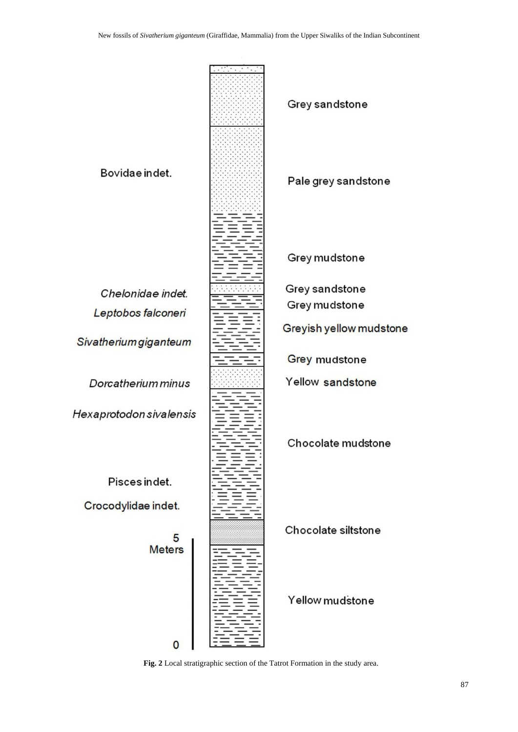**Fig. 2** Local stratigraphic section of the Tatrot Formation in the study area.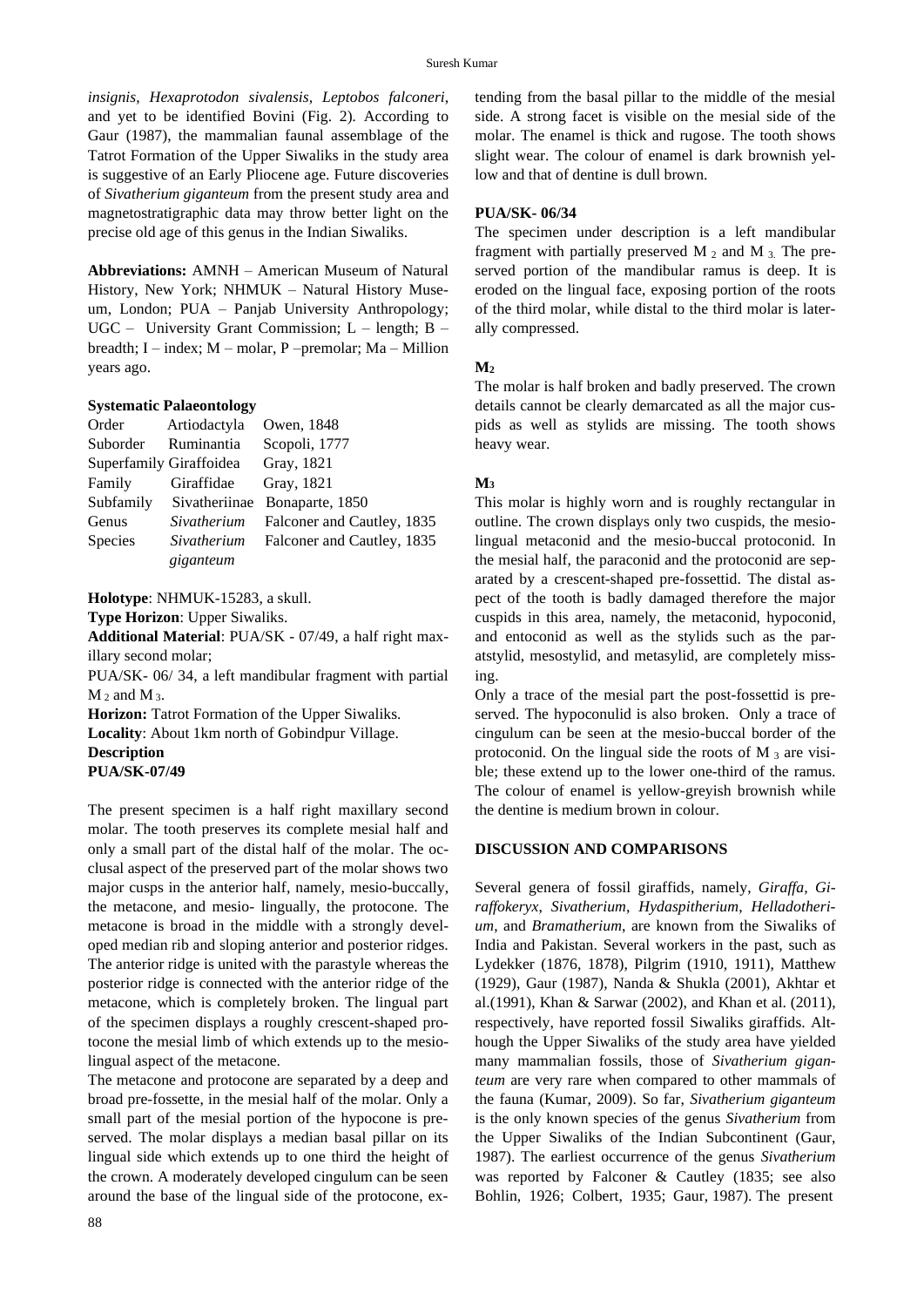*insignis*, *Hexaprotodon sivalensis*, *Leptobos falconeri*, and yet to be identified Bovini (Fig. 2). According to Gaur (1987), the mammalian faunal assemblage of the Tatrot Formation of the Upper Siwaliks in the study area is suggestive of an Early Pliocene age. Future discoveries of *Sivatherium giganteum* from the present study area and magnetostratigraphic data may throw better light on the precise old age of this genus in the Indian Siwaliks.

**Abbreviations:** AMNH – American Museum of Natural History, New York; NHMUK – Natural History Museum, London; PUA – Panjab University Anthropology; UGC – University Grant Commission; L – length; B – breadth; I – index; M – molar, P –premolar; Ma – Million years ago.

### Systematic Palaeontology

| | | |
|---|---|---|
| Order | Artiodactyla | Owen, 1848 |
| Suborder | Ruminantia | Scopoli, 1777 |
| Superfamily | Giraffoidea | Gray, 1821 |
| Family | Giraffidae | Gray, 1821 |
| Subfamily | Sivatheriinae | Bonaparte, 1850 |
| Genus | *Sivatherium* | Falconer and Cautley, 1835 |
| Species | *Sivatherium giganteum* | Falconer and Cautley, 1835 |

**Holotype**: NHMUK-15283, a skull.

**Type Horizon**: Upper Siwaliks.

**Additional Material**: PUA/SK - 07/49, a half right maxillary second molar;

PUA/SK- 06/ 34, a left mandibular fragment with partial $M_2$ and $M_3$.

**Horizon:** Tatrot Formation of the Upper Siwaliks.

**Locality**: About 1km north of Gobindpur Village.

**Description**

**PUA/SK-07/49**

The present specimen is a half right maxillary second molar. The tooth preserves its complete mesial half and only a small part of the distal half of the molar. The occlusal aspect of the preserved part of the molar shows two major cusps in the anterior half, namely, mesio-buccally, the metacone, and mesio- lingually, the protocone. The metacone is broad in the middle with a strongly developed median rib and sloping anterior and posterior ridges. The anterior ridge is united with the parastyle whereas the posterior ridge is connected with the anterior ridge of the metacone, which is completely broken. The lingual part of the specimen displays a roughly crescent-shaped protocone the mesial limb of which extends up to the mesiolingual aspect of the metacone.

The metacone and protocone are separated by a deep and broad pre-fossette, in the mesial half of the molar. Only a small part of the mesial portion of the hypocone is preserved. The molar displays a median basal pillar on its lingual side which extends up to one third the height of the crown. A moderately developed cingulum can be seen around the base of the lingual side of the protocone, extending from the basal pillar to the middle of the mesial side. A strong facet is visible on the mesial side of the molar. The enamel is thick and rugose. The tooth shows slight wear. The colour of enamel is dark brownish yellow and that of dentine is dull brown.

**PUA/SK- 06/34**

The specimen under description is a left mandibular fragment with partially preserved $M_2$ and $M_3$. The preserved portion of the mandibular ramus is deep. It is eroded on the lingual face, exposing portion of the roots of the third molar, while distal to the third molar is laterally compressed.

**$M_2$**

The molar is half broken and badly preserved. The crown details cannot be clearly demarcated as all the major cuspids as well as stylids are missing. The tooth shows heavy wear.

**$M_3$**

This molar is highly worn and is roughly rectangular in outline. The crown displays only two cuspids, the mesiolingual metaconid and the mesio-buccal protoconid. In the mesial half, the paraconid and the protoconid are separated by a crescent-shaped pre-fossettid. The distal aspect of the tooth is badly damaged therefore the major cuspids in this area, namely, the metaconid, hypoconid, and entoconid as well as the stylids such as the paratstylid, mesostylid, and metasylid, are completely missing.

Only a trace of the mesial part the post-fossettid is preserved. The hypoconulid is also broken. Only a trace of cingulum can be seen at the mesio-buccal border of the protoconid. On the lingual side the roots of $M_3$ are visible; these extend up to the lower one-third of the ramus. The colour of enamel is yellow-greyish brownish while the dentine is medium brown in colour.

## DISCUSSION AND COMPARISONS

Several genera of fossil giraffids, namely, *Giraffa*, *Giraffokeryx*, *Sivatherium*, *Hydaspitherium*, *Helladotherium*, and *Bramatherium*, are known from the Siwaliks of India and Pakistan. Several workers in the past, such as Lydekker (1876, 1878), Pilgrim (1910, 1911), Matthew (1929), Gaur (1987), Nanda & Shukla (2001), Akhtar et al.(1991), Khan & Sarwar (2002), and Khan et al. (2011), respectively, have reported fossil Siwaliks giraffids. Although the Upper Siwaliks of the study area have yielded many mammalian fossils, those of *Sivatherium giganteum* are very rare when compared to other mammals of the fauna (Kumar, 2009). So far, *Sivatherium giganteum* is the only known species of the genus *Sivatherium* from the Upper Siwaliks of the Indian Subcontinent (Gaur, 1987). The earliest occurrence of the genus *Sivatherium* was reported by Falconer & Cautley (1835; see also Bohlin, 1926; Colbert, 1935; Gaur, 1987). The present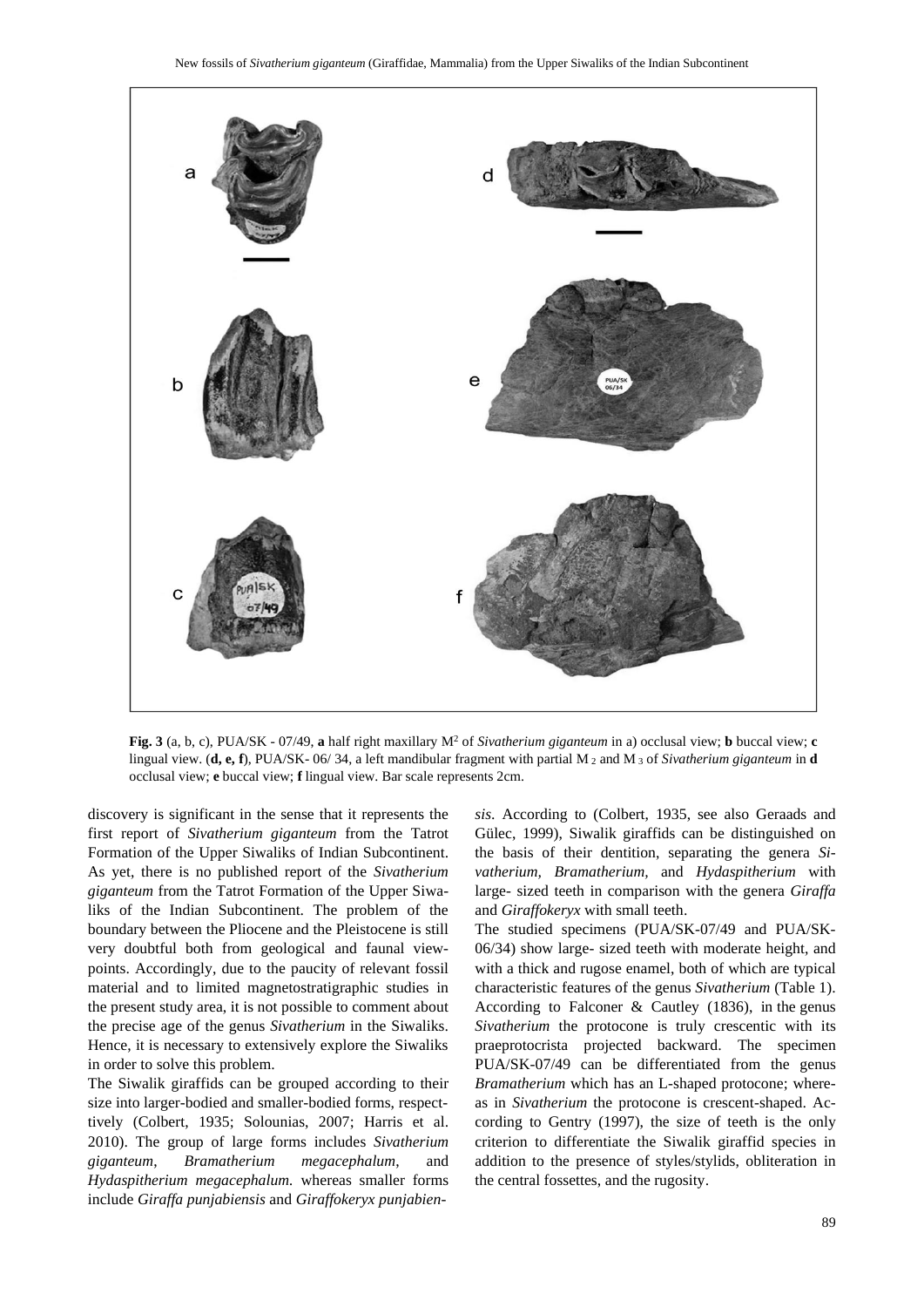**Fig. 3** (a, b, c), PUA/SK - 07/49, **a** half right maxillary $M^2$ of *Sivatherium giganteum* in a) occlusal view; **b** buccal view; **c** lingual view. (**d, e, f**), PUA/SK- 06/ 34, a left mandibular fragment with partial $M_2$ and $M_3$ of *Sivatherium giganteum* in **d** occlusal view; **e** buccal view; **f** lingual view. Bar scale represents 2cm.

discovery is significant in the sense that it represents the first report of *Sivatherium giganteum* from the Tatrot Formation of the Upper Siwaliks of Indian Subcontinent. As yet, there is no published report of the *Sivatherium giganteum* from the Tatrot Formation of the Upper Siwaliks of the Indian Subcontinent. The problem of the boundary between the Pliocene and the Pleistocene is still very doubtful both from geological and faunal viewpoints. Accordingly, due to the paucity of relevant fossil material and to limited magnetostratigraphic studies in the present study area, it is not possible to comment about the precise age of the genus *Sivatherium* in the Siwaliks. Hence, it is necessary to extensively explore the Siwaliks in order to solve this problem.

The Siwalik giraffids can be grouped according to their size into larger-bodied and smaller-bodied forms, respectively (Colbert, 1935; Solounias, 2007; Harris et al. 2010). The group of large forms includes *Sivatherium giganteum*, *Bramatherium megacephalum*, and *Hydaspitherium megacephalum.* whereas smaller forms include *Giraffa punjabiensis* and *Giraffokeryx punjabiensis*. According to (Colbert, 1935, see also Geraads and Gülec, 1999), Siwalik giraffids can be distinguished on the basis of their dentition, separating the genera *Sivatherium, Bramatherium,* and *Hydaspitherium* with large- sized teeth in comparison with the genera *Giraffa* and *Giraffokeryx* with small teeth.

The studied specimens (PUA/SK-07/49 and PUA/SK-06/34) show large- sized teeth with moderate height, and with a thick and rugose enamel, both of which are typical characteristic features of the genus *Sivatherium* (Table 1). According to Falconer & Cautley (1836), in the genus *Sivatherium* the protocone is truly crescentic with its praeprotocrista projected backward. The specimen PUA/SK-07/49 can be differentiated from the genus *Bramatherium* which has an L-shaped protocone; whereas in *Sivatherium* the protocone is crescent-shaped. According to Gentry (1997), the size of teeth is the only criterion to differentiate the Siwalik giraffid species in addition to the presence of styles/stylids, obliteration in the central fossettes, and the rugosity.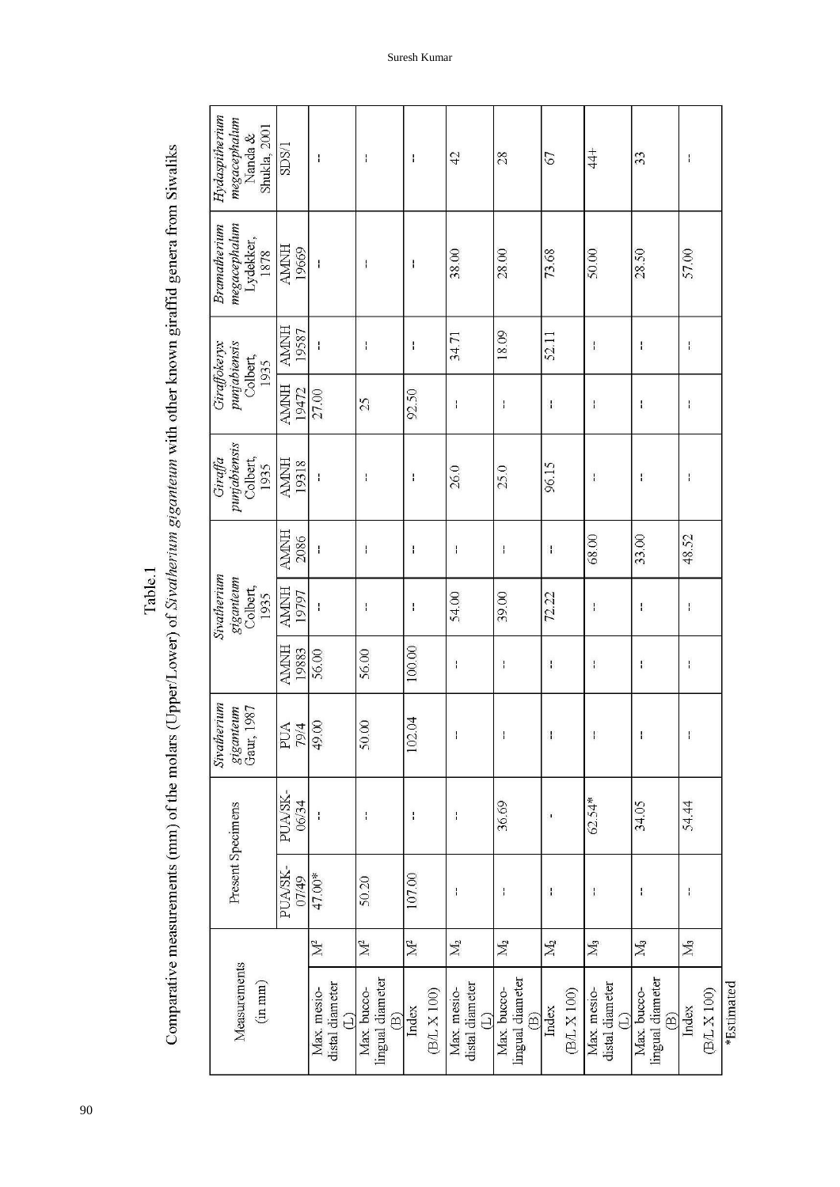Table.1

Comparative measurements (mm) of the molars (Upper/Lower) of *Sivatherium giganteum* with other known giraffid genera from Siwaliks

| Measurements (in mm) | | Present Specimens | | *Sivatherium giganteum* Gaur, 1987 | *Sivatherium giganteum* Colbert, 1935 | | | *Giraffa punjabiensis* Colbert, 1935 | *Giraffokeryx punjabiensis* Colbert, 1935 | | *Bramatherium megacephalum* Lydekker, 1878 | *Hydaspitherium megacephalum* Nanda & Shukla, 2001 |
|---|---|---|---|---|---|---|---|---|---|---|---|---|
| | | PUA/SK-07/49 | PUA/SK-06/34 | PUA 79/4 | AMNH 19883 | AMNH 19797 | AMNH 2086 | AMNH 19318 | AMNH 19472 | AMNH 19587 | AMNH 19669 | SDS/1 |
| Max. mesio-distal diameter (L) | $M^2$ | 47.00* | -- | 49.00 | 56.00 | -- | -- | -- | 27.00 | -- | -- | -- |
| Max. bucco-lingual diameter (B) | $M^2$ | 50.20 | -- | 50.00 | 56.00 | -- | -- | -- | 25 | -- | -- | -- |
| Index (B/L X 100) | $M^2$ | 107.00 | -- | 102.04 | 100.00 | -- | -- | -- | 92.50 | -- | -- | -- |
| Max. mesio-distal diameter (L) | $M_2$ | -- | -- | -- | -- | 54.00 | -- | 26.0 | -- | 34.71 | 38.00 | 42 |
| Max. bucco-lingual diameter (B) | $M_2$ | -- | 36.69 | -- | -- | 39.00 | -- | 25.0 | -- | 18.09 | 28.00 | 28 |
| Index (B/L X 100) | $M_2$ | -- | - | -- | -- | 72.22 | -- | 96.15 | -- | 52.11 | 73.68 | 67 |
| Max. mesio-distal diameter (L) | $M_3$ | -- | 62.54* | -- | -- | -- | 68.00 | -- | -- | -- | 50.00 | 44+ |
| Max. bucco-lingual diameter (B) | $M_3$ | -- | 34.05 | -- | -- | -- | 33.00 | -- | -- | -- | 28.50 | 33 |
| Index (B/L X 100) | $M_3$ | -- | 54.44 | -- | -- | -- | 48.52 | -- | -- | -- | 57.00 | -- |

*Estimated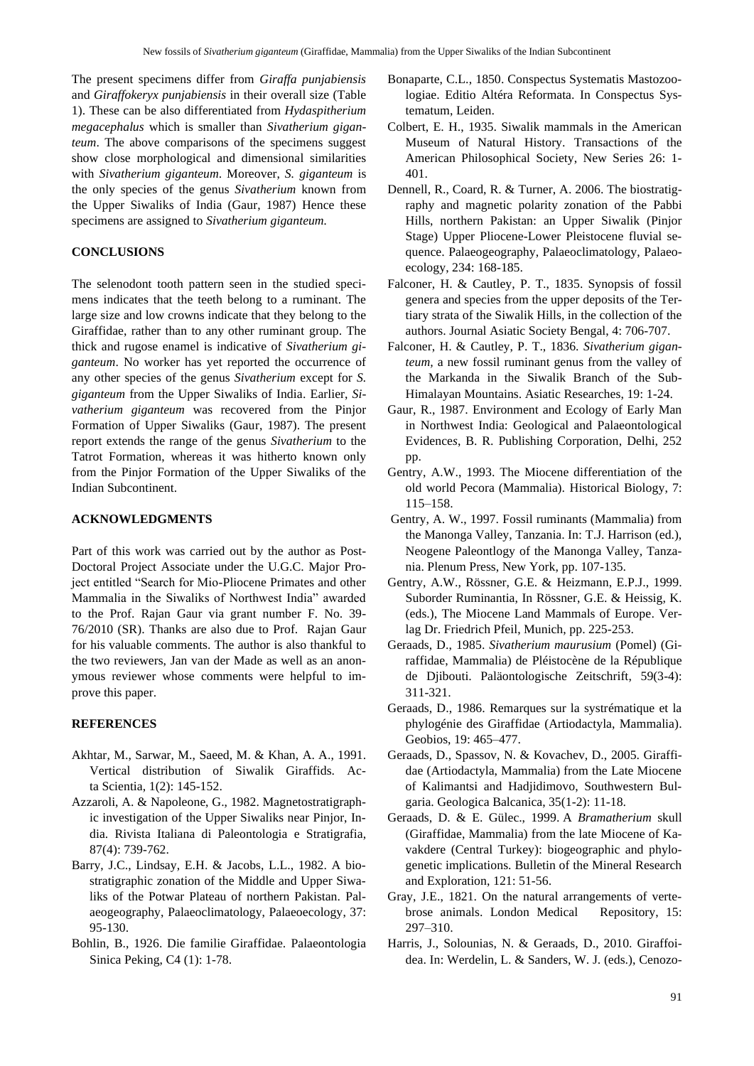The present specimens differ from *Giraffa punjabiensis* and *Giraffokeryx punjabiensis* in their overall size (Table 1). These can be also differentiated from *Hydaspitherium megacephalus* which is smaller than *Sivatherium giganteum*. The above comparisons of the specimens suggest show close morphological and dimensional similarities with *Sivatherium giganteum*. Moreover, *S. giganteum* is the only species of the genus *Sivatherium* known from the Upper Siwaliks of India (Gaur, 1987) Hence these specimens are assigned to *Sivatherium giganteum.*

## CONCLUSIONS

The selenodont tooth pattern seen in the studied specimens indicates that the teeth belong to a ruminant. The large size and low crowns indicate that they belong to the Giraffidae, rather than to any other ruminant group. The thick and rugose enamel is indicative of *Sivatherium giganteum*. No worker has yet reported the occurrence of any other species of the genus *Sivatherium* except for *S. giganteum* from the Upper Siwaliks of India. Earlier, *Sivatherium giganteum* was recovered from the Pinjor Formation of Upper Siwaliks (Gaur, 1987). The present report extends the range of the genus *Sivatherium* to the Tatrot Formation, whereas it was hitherto known only from the Pinjor Formation of the Upper Siwaliks of the Indian Subcontinent.

## ACKNOWLEDGMENTS

Part of this work was carried out by the author as Post-Doctoral Project Associate under the U.G.C. Major Project entitled "Search for Mio-Pliocene Primates and other Mammalia in the Siwaliks of Northwest India" awarded to the Prof. Rajan Gaur via grant number F. No. 39-76/2010 (SR). Thanks are also due to Prof. Rajan Gaur for his valuable comments. The author is also thankful to the two reviewers, Jan van der Made as well as an anonymous reviewer whose comments were helpful to improve this paper.

## REFERENCES

Akhtar, M., Sarwar, M., Saeed, M. & Khan, A. A., 1991. Vertical distribution of Siwalik Giraffids. Acta Scientia, 1(2): 145-152.

Azzaroli, A. & Napoleone, G., 1982. Magnetostratigraphic investigation of the Upper Siwaliks near Pinjor, India. Rivista Italiana di Paleontologia e Stratigrafia, 87(4): 739-762.

Barry, J.C., Lindsay, E.H. & Jacobs, L.L., 1982. A biostratigraphic zonation of the Middle and Upper Siwaliks of the Potwar Plateau of northern Pakistan. Palaeogeography, Palaeoclimatology, Palaeoecology, 37: 95-130.

Bohlin, B., 1926. Die familie Giraffidae. Palaeontologia Sinica Peking, C4 (1): 1-78.

Bonaparte, C.L., 1850. Conspectus Systematis Mastozoologiae. Editio Altéra Reformata. In Conspectus Systematum, Leiden.

Colbert, E. H., 1935. Siwalik mammals in the American Museum of Natural History. Transactions of the American Philosophical Society, New Series 26: 1-401.

Dennell, R., Coard, R. & Turner, A. 2006. The biostratigraphy and magnetic polarity zonation of the Pabbi Hills, northern Pakistan: an Upper Siwalik (Pinjor Stage) Upper Pliocene-Lower Pleistocene fluvial sequence. Palaeogeography, Palaeoclimatology, Palaeoecology, 234: 168-185.

Falconer, H. & Cautley, P. T., 1835. Synopsis of fossil genera and species from the upper deposits of the Tertiary strata of the Siwalik Hills, in the collection of the authors. Journal Asiatic Society Bengal, 4: 706-707.

Falconer, H. & Cautley, P. T., 1836. *Sivatherium giganteum*, a new fossil ruminant genus from the valley of the Markanda in the Siwalik Branch of the Sub-Himalayan Mountains. Asiatic Researches, 19: 1-24.

Gaur, R., 1987. Environment and Ecology of Early Man in Northwest India: Geological and Palaeontological Evidences, B. R. Publishing Corporation, Delhi, 252 pp.

Gentry, A.W., 1993. The Miocene differentiation of the old world Pecora (Mammalia). Historical Biology, 7: 115–158.

Gentry, A. W., 1997. Fossil ruminants (Mammalia) from the Manonga Valley, Tanzania. In: T.J. Harrison (ed.), Neogene Paleontlogy of the Manonga Valley, Tanzania. Plenum Press, New York, pp. 107-135.

Gentry, A.W., Rössner, G.E. & Heizmann, E.P.J., 1999. Suborder Ruminantia, In Rössner, G.E. & Heissig, K. (eds.), The Miocene Land Mammals of Europe. Verlag Dr. Friedrich Pfeil, Munich, pp. 225-253.

Geraads, D., 1985. *Sivatherium maurusium* (Pomel) (Giraffidae, Mammalia) de Pléistocène de la République de Djibouti. Paläontologische Zeitschrift, 59(3-4): 311-321.

Geraads, D., 1986. Remarques sur la systrématique et la phylogénie des Giraffidae (Artiodactyla, Mammalia). Geobios, 19: 465–477.

Geraads, D., Spassov, N. & Kovachev, D., 2005. Giraffidae (Artiodactyla, Mammalia) from the Late Miocene of Kalimantsi and Hadjidimovo, Southwestern Bulgaria. Geologica Balcanica, 35(1-2): 11-18.

Geraads, D. & E. Gülec., 1999. A *Bramatherium* skull (Giraffidae, Mammalia) from the late Miocene of Kavakdere (Central Turkey): biogeographic and phylogenetic implications. Bulletin of the Mineral Research and Exploration, 121: 51-56.

Gray, J.E., 1821. On the natural arrangements of vertebrose animals. London Medical Repository, 15: 297–310.

Harris, J., Solounias, N. & Geraads, D., 2010. Giraffoidea. In: Werdelin, L. & Sanders, W. J. (eds.), Cenozo-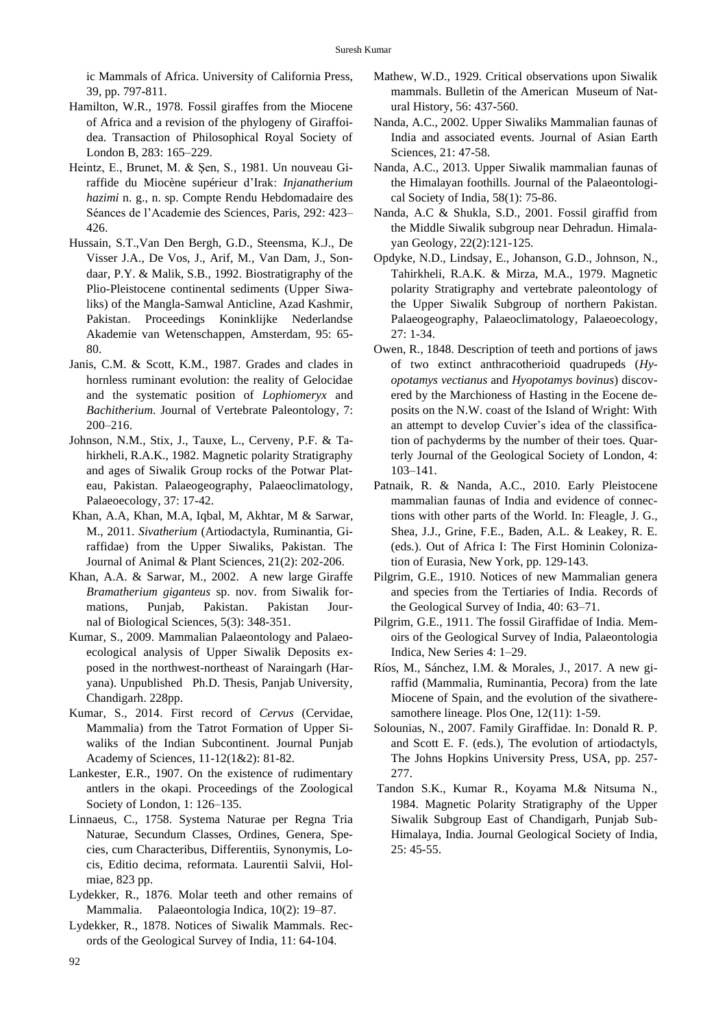ic Mammals of Africa. University of California Press, 39, pp. 797-811.

Hamilton, W.R., 1978. Fossil giraffes from the Miocene of Africa and a revision of the phylogeny of Giraffoidea. Transaction of Philosophical Royal Society of London B, 283: 165–229.

Heintz, E., Brunet, M. & Şen, S., 1981. Un nouveau Giraffide du Miocène supérieur d'Irak: *Injanatherium hazimi* n. g., n. sp. Compte Rendu Hebdomadaire des Séances de l'Academie des Sciences, Paris, 292: 423–426.

Hussain, S.T.,Van Den Bergh, G.D., Steensma, K.J., De Visser J.A., De Vos, J., Arif, M., Van Dam, J., Sondaar, P.Y. & Malik, S.B., 1992. Biostratigraphy of the Plio-Pleistocene continental sediments (Upper Siwaliks) of the Mangla-Samwal Anticline, Azad Kashmir, Pakistan. Proceedings Koninklijke Nederlandse Akademie van Wetenschappen, Amsterdam, 95: 65-80.

Janis, C.M. & Scott, K.M., 1987. Grades and clades in hornless ruminant evolution: the reality of Gelocidae and the systematic position of *Lophiomeryx* and *Bachitherium*. Journal of Vertebrate Paleontology, 7: 200–216.

Johnson, N.M., Stix, J., Tauxe, L., Cerveny, P.F. & Tahirkheli, R.A.K., 1982. Magnetic polarity Stratigraphy and ages of Siwalik Group rocks of the Potwar Plateau, Pakistan. Palaeogeography, Palaeoclimatology, Palaeoecology, 37: 17-42.

Khan, A.A, Khan, M.A, Iqbal, M, Akhtar, M & Sarwar, M., 2011. *Sivatherium* (Artiodactyla, Ruminantia, Giraffidae) from the Upper Siwaliks, Pakistan. The Journal of Animal & Plant Sciences, 21(2): 202-206.

Khan, A.A. & Sarwar, M., 2002. A new large Giraffe *Bramatherium giganteus* sp. nov. from Siwalik formations, Punjab, Pakistan. Pakistan Journal of Biological Sciences, 5(3): 348-351.

Kumar, S., 2009. Mammalian Palaeontology and Palaeoecological analysis of Upper Siwalik Deposits exposed in the northwest-northeast of Naraingarh (Haryana). Unpublished Ph.D. Thesis, Panjab University, Chandigarh. 228pp.

Kumar, S., 2014. First record of *Cervus* (Cervidae, Mammalia) from the Tatrot Formation of Upper Siwaliks of the Indian Subcontinent. Journal Punjab Academy of Sciences, 11-12(1&2): 81-82.

Lankester, E.R., 1907. On the existence of rudimentary antlers in the okapi. Proceedings of the Zoological Society of London, 1: 126–135.

Linnaeus, C., 1758. Systema Naturae per Regna Tria Naturae, Secundum Classes, Ordines, Genera, Species, cum Characteribus, Differentiis, Synonymis, Locis, Editio decima, reformata. Laurentii Salvii, Holmiae, 823 pp.

Lydekker, R., 1876. Molar teeth and other remains of Mammalia. Palaeontologia Indica, 10(2): 19–87.

Lydekker, R., 1878. Notices of Siwalik Mammals. Records of the Geological Survey of India, 11: 64-104.

Mathew, W.D., 1929. Critical observations upon Siwalik mammals. Bulletin of the American Museum of Natural History, 56: 437-560.

Nanda, A.C., 2002. Upper Siwaliks Mammalian faunas of India and associated events. Journal of Asian Earth Sciences, 21: 47-58.

Nanda, A.C., 2013. Upper Siwalik mammalian faunas of the Himalayan foothills. Journal of the Palaeontological Society of India, 58(1): 75-86.

Nanda, A.C & Shukla, S.D., 2001. Fossil giraffid from the Middle Siwalik subgroup near Dehradun. Himalayan Geology, 22(2):121-125.

Opdyke, N.D., Lindsay, E., Johanson, G.D., Johnson, N., Tahirkheli, R.A.K. & Mirza, M.A., 1979. Magnetic polarity Stratigraphy and vertebrate paleontology of the Upper Siwalik Subgroup of northern Pakistan. Palaeogeography, Palaeoclimatology, Palaeoecology, 27: 1-34.

Owen, R., 1848. Description of teeth and portions of jaws of two extinct anthracotherioid quadrupeds (*Hyopotamys vectianus* and *Hyopotamys bovinus*) discovered by the Marchioness of Hasting in the Eocene deposits on the N.W. coast of the Island of Wright: With an attempt to develop Cuvier's idea of the classification of pachyderms by the number of their toes. Quarterly Journal of the Geological Society of London, 4: 103–141.

Patnaik, R. & Nanda, A.C., 2010. Early Pleistocene mammalian faunas of India and evidence of connections with other parts of the World. In: Fleagle, J. G., Shea, J.J., Grine, F.E., Baden, A.L. & Leakey, R. E. (eds.). Out of Africa I: The First Hominin Colonization of Eurasia, New York, pp. 129-143.

Pilgrim, G.E., 1910. Notices of new Mammalian genera and species from the Tertiaries of India. Records of the Geological Survey of India, 40: 63–71.

Pilgrim, G.E., 1911. The fossil Giraffidae of India. Memoirs of the Geological Survey of India, Palaeontologia Indica, New Series 4: 1–29.

Ríos, M., Sánchez, I.M. & Morales, J., 2017. A new giraffid (Mammalia, Ruminantia, Pecora) from the late Miocene of Spain, and the evolution of the sivatheresamothere lineage. Plos One, 12(11): 1-59.

Solounias, N., 2007. Family Giraffidae. In: Donald R. P. and Scott E. F. (eds.), The evolution of artiodactyls, The Johns Hopkins University Press, USA, pp. 257-277.

Tandon S.K., Kumar R., Koyama M.& Nitsuma N., 1984. Magnetic Polarity Stratigraphy of the Upper Siwalik Subgroup East of Chandigarh, Punjab Sub-Himalaya, India. Journal Geological Society of India, 25: 45-55.